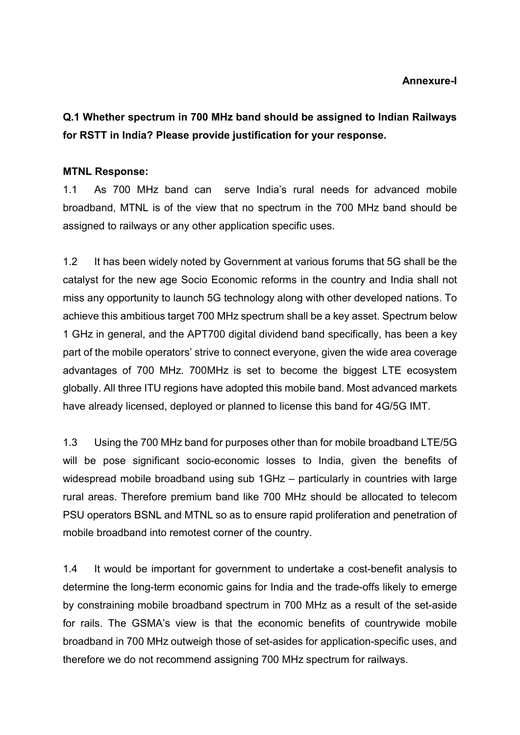**Annexure-I**

**Q.1 Whether spectrum in 700 MHz band should be assigned to Indian Railways for RSTT in India? Please provide justification for your response.**

**MTNL Response:**

1.1 As 700 MHz band can serve India's rural needs for advanced mobile broadband, MTNL is of the view that no spectrum in the 700 MHz band should be assigned to railways or any other application specific uses.

1.2 It has been widely noted by Government at various forums that 5G shall be the catalyst for the new age Socio Economic reforms in the country and India shall not miss any opportunity to launch 5G technology along with other developed nations. To achieve this ambitious target 700 MHz spectrum shall be a key asset. Spectrum below 1 GHz in general, and the APT700 digital dividend band specifically, has been a key part of the mobile operators' strive to connect everyone, given the wide area coverage advantages of 700 MHz. 700MHz is set to become the biggest LTE ecosystem globally. All three ITU regions have adopted this mobile band. Most advanced markets have already licensed, deployed or planned to license this band for 4G/5G IMT.

1.3 Using the 700 MHz band for purposes other than for mobile broadband LTE/5G will be pose significant socio-economic losses to India, given the benefits of widespread mobile broadband using sub 1GHz – particularly in countries with large rural areas. Therefore premium band like 700 MHz should be allocated to telecom PSU operators BSNL and MTNL so as to ensure rapid proliferation and penetration of mobile broadband into remotest corner of the country.

1.4 It would be important for government to undertake a cost-benefit analysis to determine the long-term economic gains for India and the trade-offs likely to emerge by constraining mobile broadband spectrum in 700 MHz as a result of the set-aside for rails. The GSMA's view is that the economic benefits of countrywide mobile broadband in 700 MHz outweigh those of set-asides for application-specific uses, and therefore we do not recommend assigning 700 MHz spectrum for railways.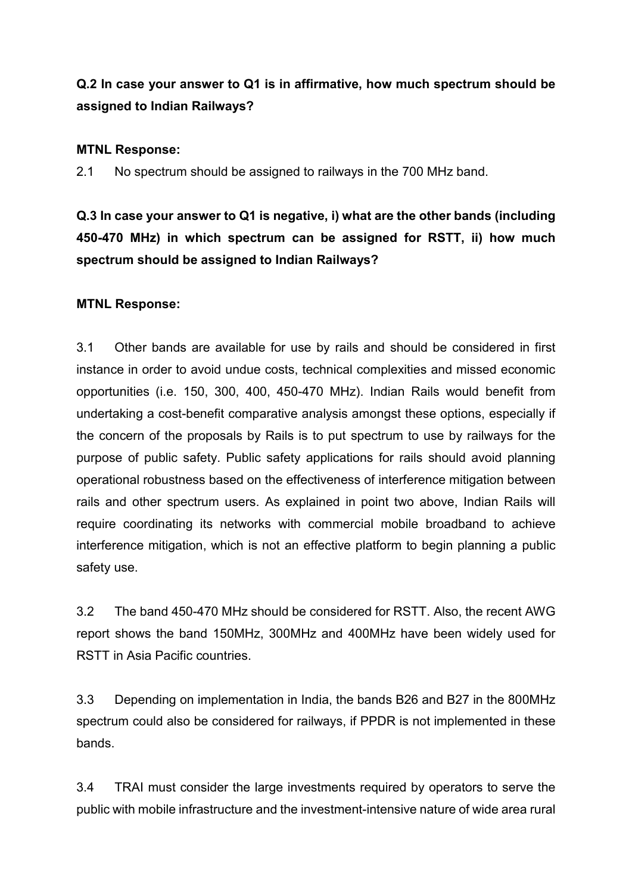**Q.2 In case your answer to Q1 is in affirmative, how much spectrum should be assigned to Indian Railways?**

**MTNL Response:**

2.1 No spectrum should be assigned to railways in the 700 MHz band.

**Q.3 In case your answer to Q1 is negative, i) what are the other bands (including 450-470 MHz) in which spectrum can be assigned for RSTT, ii) how much spectrum should be assigned to Indian Railways?**

**MTNL Response:**

3.1 Other bands are available for use by rails and should be considered in first instance in order to avoid undue costs, technical complexities and missed economic opportunities (i.e. 150, 300, 400, 450-470 MHz). Indian Rails would benefit from undertaking a cost-benefit comparative analysis amongst these options, especially if the concern of the proposals by Rails is to put spectrum to use by railways for the purpose of public safety. Public safety applications for rails should avoid planning operational robustness based on the effectiveness of interference mitigation between rails and other spectrum users. As explained in point two above, Indian Rails will require coordinating its networks with commercial mobile broadband to achieve interference mitigation, which is not an effective platform to begin planning a public safety use.

3.2 The band 450-470 MHz should be considered for RSTT. Also, the recent AWG report shows the band 150MHz, 300MHz and 400MHz have been widely used for RSTT in Asia Pacific countries.

3.3 Depending on implementation in India, the bands B26 and B27 in the 800MHz spectrum could also be considered for railways, if PPDR is not implemented in these bands.

3.4 TRAI must consider the large investments required by operators to serve the public with mobile infrastructure and the investment-intensive nature of wide area rural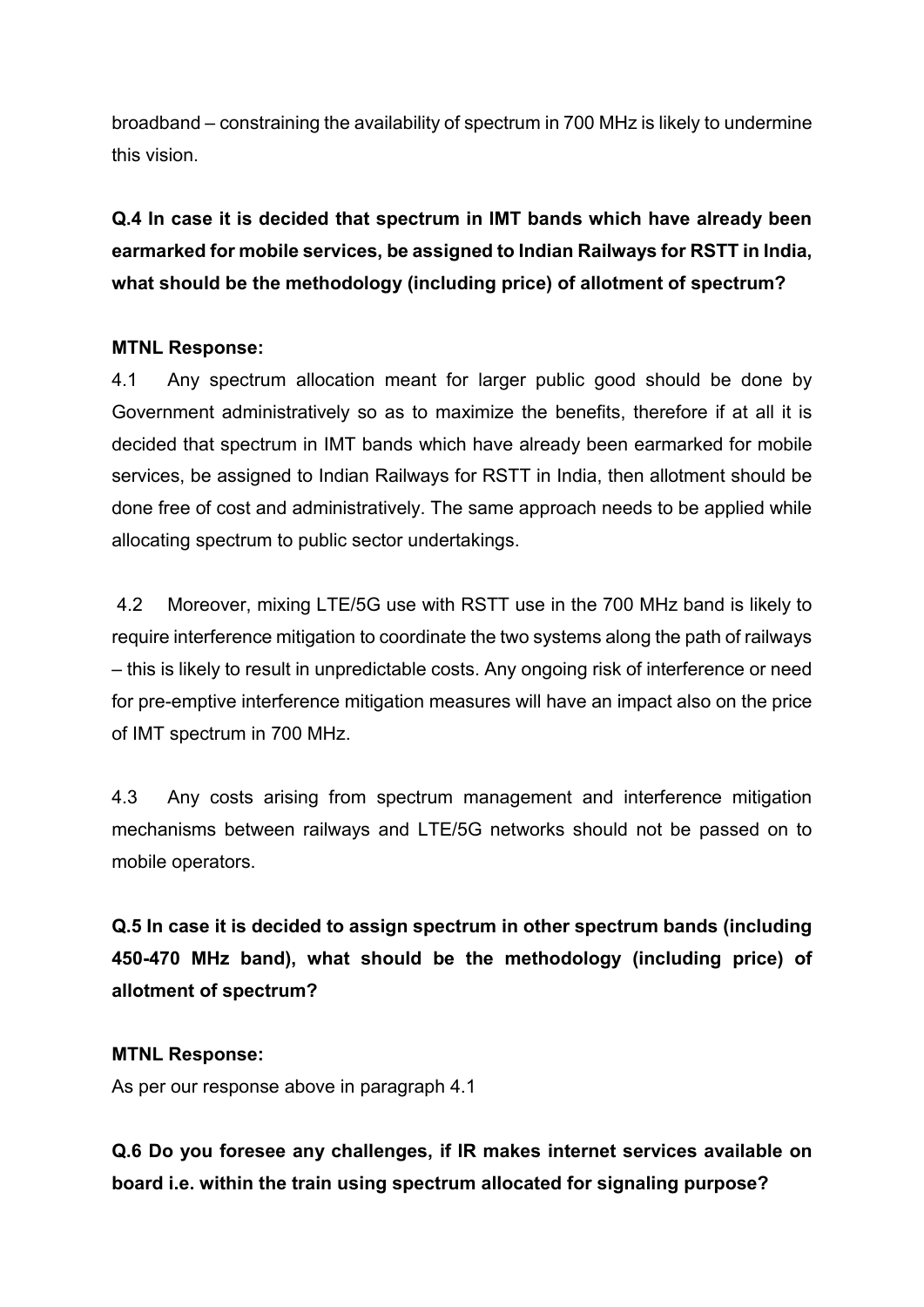broadband – constraining the availability of spectrum in 700 MHz is likely to undermine this vision.

**Q.4 In case it is decided that spectrum in IMT bands which have already been earmarked for mobile services, be assigned to Indian Railways for RSTT in India, what should be the methodology (including price) of allotment of spectrum?**

**MTNL Response:**

4.1 Any spectrum allocation meant for larger public good should be done by Government administratively so as to maximize the benefits, therefore if at all it is decided that spectrum in IMT bands which have already been earmarked for mobile services, be assigned to Indian Railways for RSTT in India, then allotment should be done free of cost and administratively. The same approach needs to be applied while allocating spectrum to public sector undertakings.

4.2 Moreover, mixing LTE/5G use with RSTT use in the 700 MHz band is likely to require interference mitigation to coordinate the two systems along the path of railways – this is likely to result in unpredictable costs. Any ongoing risk of interference or need for pre-emptive interference mitigation measures will have an impact also on the price of IMT spectrum in 700 MHz.

4.3 Any costs arising from spectrum management and interference mitigation mechanisms between railways and LTE/5G networks should not be passed on to mobile operators.

**Q.5 In case it is decided to assign spectrum in other spectrum bands (including 450-470 MHz band), what should be the methodology (including price) of allotment of spectrum?**

**MTNL Response:**

As per our response above in paragraph 4.1

**Q.6 Do you foresee any challenges, if IR makes internet services available on board i.e. within the train using spectrum allocated for signaling purpose?**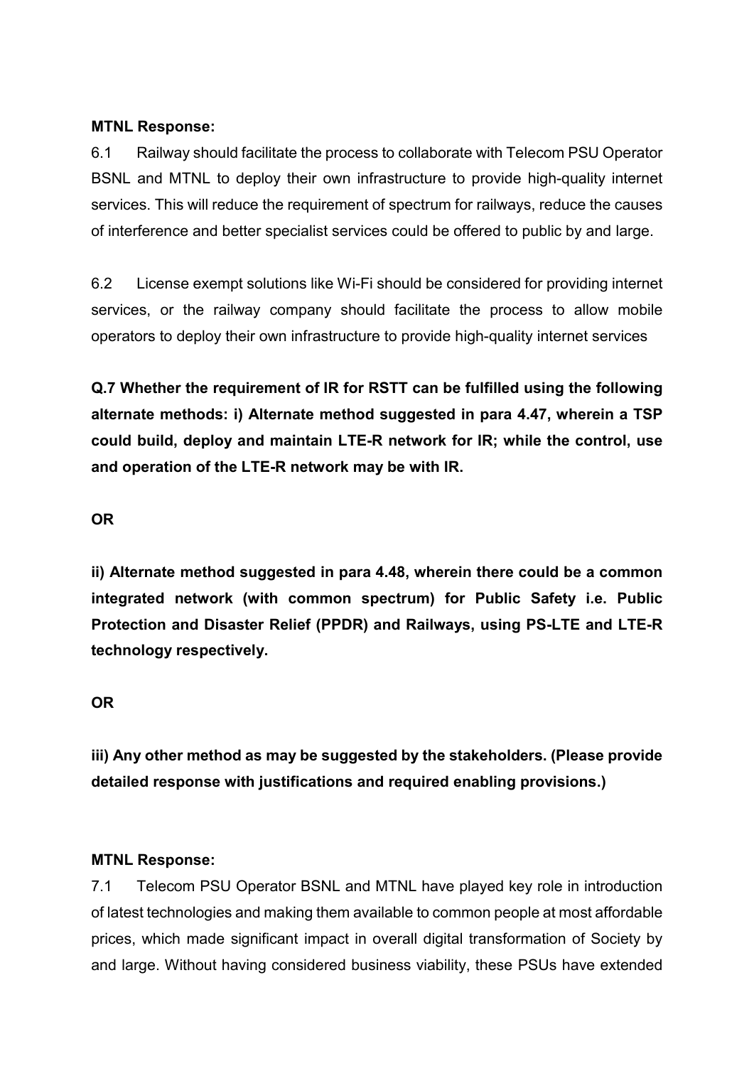**MTNL Response:**

6.1 Railway should facilitate the process to collaborate with Telecom PSU Operator BSNL and MTNL to deploy their own infrastructure to provide high-quality internet services. This will reduce the requirement of spectrum for railways, reduce the causes of interference and better specialist services could be offered to public by and large.

6.2 License exempt solutions like Wi-Fi should be considered for providing internet services, or the railway company should facilitate the process to allow mobile operators to deploy their own infrastructure to provide high-quality internet services

**Q.7 Whether the requirement of IR for RSTT can be fulfilled using the following alternate methods: i) Alternate method suggested in para 4.47, wherein a TSP could build, deploy and maintain LTE-R network for IR; while the control, use and operation of the LTE-R network may be with IR.**

**OR**

**ii) Alternate method suggested in para 4.48, wherein there could be a common integrated network (with common spectrum) for Public Safety i.e. Public Protection and Disaster Relief (PPDR) and Railways, using PS-LTE and LTE-R technology respectively.**

**OR**

**iii) Any other method as may be suggested by the stakeholders. (Please provide detailed response with justifications and required enabling provisions.)**

**MTNL Response:**

7.1 Telecom PSU Operator BSNL and MTNL have played key role in introduction of latest technologies and making them available to common people at most affordable prices, which made significant impact in overall digital transformation of Society by and large. Without having considered business viability, these PSUs have extended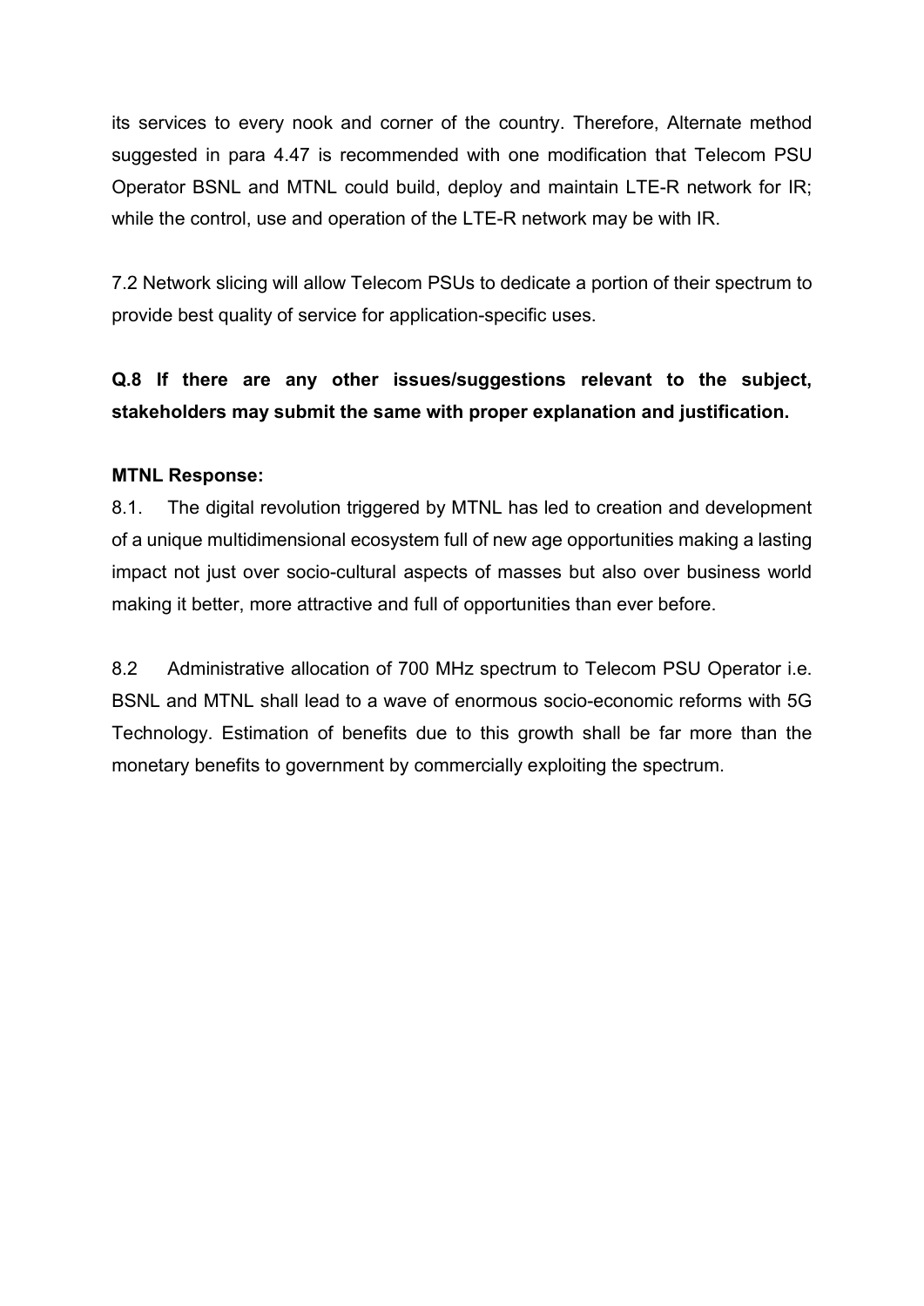its services to every nook and corner of the country. Therefore, Alternate method suggested in para 4.47 is recommended with one modification that Telecom PSU Operator BSNL and MTNL could build, deploy and maintain LTE-R network for IR; while the control, use and operation of the LTE-R network may be with IR.

7.2 Network slicing will allow Telecom PSUs to dedicate a portion of their spectrum to provide best quality of service for application-specific uses.

**Q.8 If there are any other issues/suggestions relevant to the subject, stakeholders may submit the same with proper explanation and justification.**

**MTNL Response:**

8.1. The digital revolution triggered by MTNL has led to creation and development of a unique multidimensional ecosystem full of new age opportunities making a lasting impact not just over socio-cultural aspects of masses but also over business world making it better, more attractive and full of opportunities than ever before.

8.2 Administrative allocation of 700 MHz spectrum to Telecom PSU Operator i.e. BSNL and MTNL shall lead to a wave of enormous socio-economic reforms with 5G Technology. Estimation of benefits due to this growth shall be far more than the monetary benefits to government by commercially exploiting the spectrum.